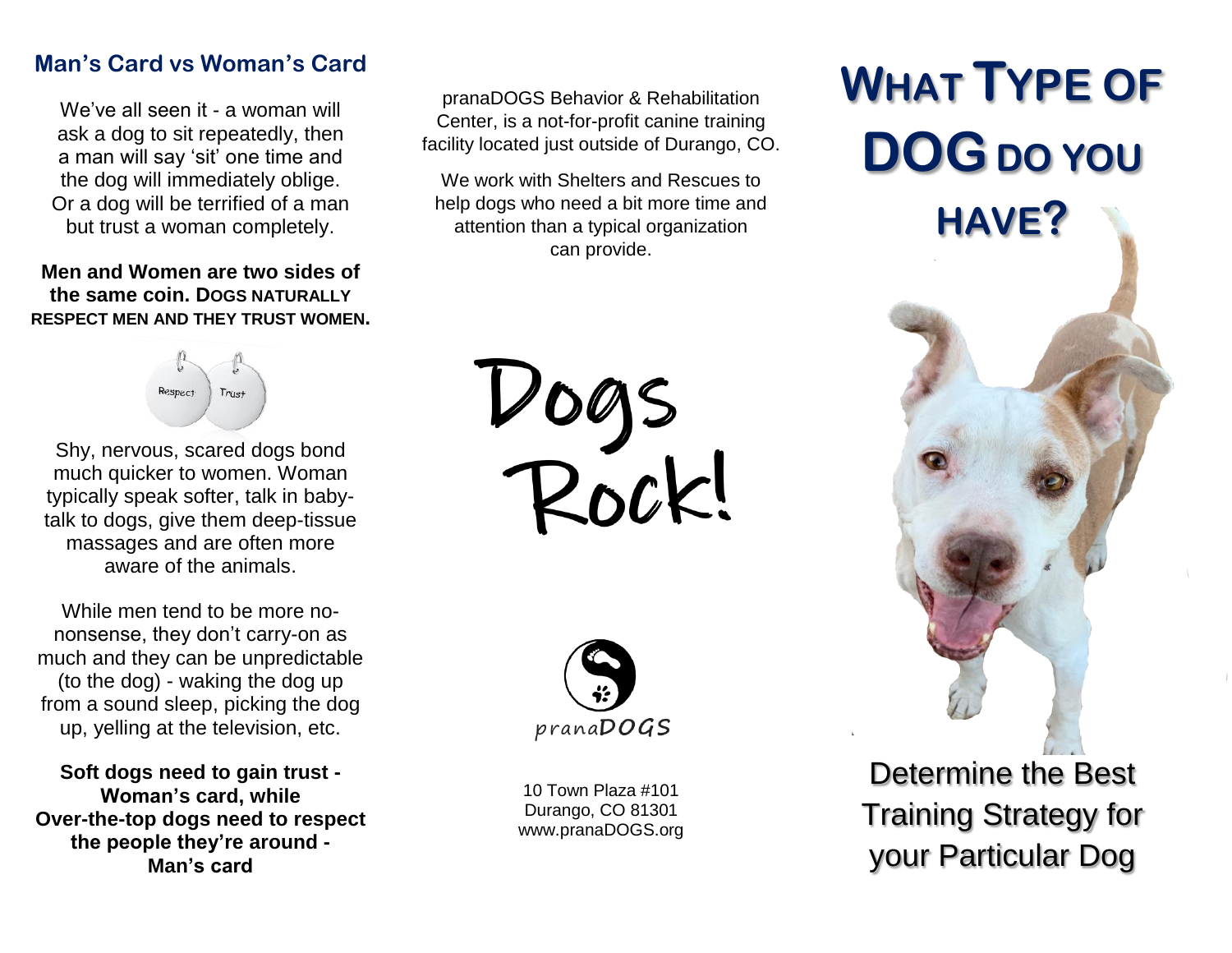## Man's Card vs Woman's Card

We've all seen it - a woman will ask a dog to sit repeatedly, then a man will say 'sit' one time and the dog will immediately oblige. Or a dog will be terrified of a man but trust a woman completely.

**Men and Women are two sides of the same coin. DOGS NATURALLY RESPECT MEN AND THEY TRUST WOMEN.**

Respect Trust

Shy, nervous, scared dogs bond much quicker to women. Woman typically speak softer, talk in baby-talk to dogs, give them deep-tissue massages and are often more aware of the animals.

While men tend to be more no-nonsense, they don't carry-on as much and they can be unpredictable (to the dog) - waking the dog up from a sound sleep, picking the dog up, yelling at the television, etc.

**Soft dogs need to gain trust - Woman's card, while Over-the-top dogs need to respect the people they're around - Man's card**

pranaDOGS Behavior & Rehabilitation Center, is a not-for-profit canine training facility located just outside of Durango, CO.

We work with Shelters and Rescues to help dogs who need a bit more time and attention than a typical organization can provide.

Dogs Rock!

pranaDOGS

10 Town Plaza #101
Durango, CO 81301
www.pranaDOGS.org

# WHAT TYPE OF DOG DO YOU HAVE?

Determine the Best Training Strategy for your Particular Dog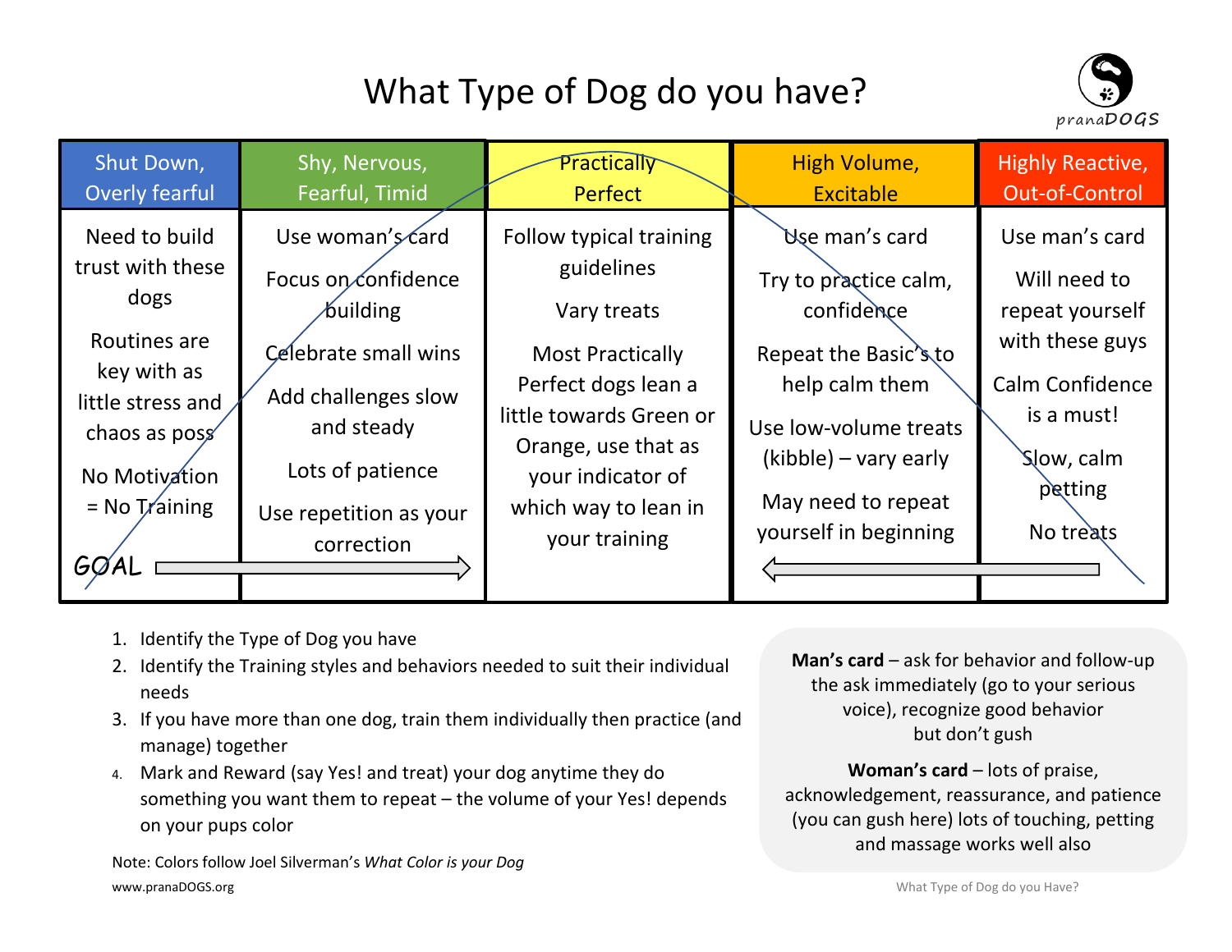# What Type of Dog do you have?

pranaDOGS

| Shut Down, Overly fearful | Shy, Nervous, Fearful, Timid | Practically Perfect | High Volume, Excitable | Highly Reactive, Out-of-Control |
|---|---|---|---|---|
| Need to build trust with these dogs<br><br>Routines are key with as little stress and chaos as poss<br><br>No Motivation = No Training<br><br>GOAL → | Use woman's card<br><br>Focus on confidence building<br><br>Celebrate small wins<br><br>Add challenges slow and steady<br><br>Lots of patience<br><br>Use repetition as your correction | Follow typical training guidelines<br><br>Vary treats<br><br>Most Practically Perfect dogs lean a little towards Green or Orange, use that as your indicator of which way to lean in your training | Use man's card<br><br>Try to practice calm, confidence<br><br>Repeat the Basic's to help calm them<br><br>Use low-volume treats (kibble) – vary early<br><br>May need to repeat yourself in beginning<br><br>← | Use man's card<br><br>Will need to repeat yourself with these guys<br><br>Calm Confidence is a must!<br><br>Slow, calm petting<br><br>No treats |

1. Identify the Type of Dog you have
2. Identify the Training styles and behaviors needed to suit their individual needs
3. If you have more than one dog, train them individually then practice (and manage) together
4. Mark and Reward (say Yes! and treat) your dog anytime they do something you want them to repeat – the volume of your Yes! depends on your pups color

Note: Colors follow Joel Silverman's *What Color is your Dog*

www.pranaDOGS.org

**Man's card** – ask for behavior and follow-up the ask immediately (go to your serious voice), recognize good behavior but don't gush

**Woman's card** – lots of praise, acknowledgement, reassurance, and patience (you can gush here) lots of touching, petting and massage works well also